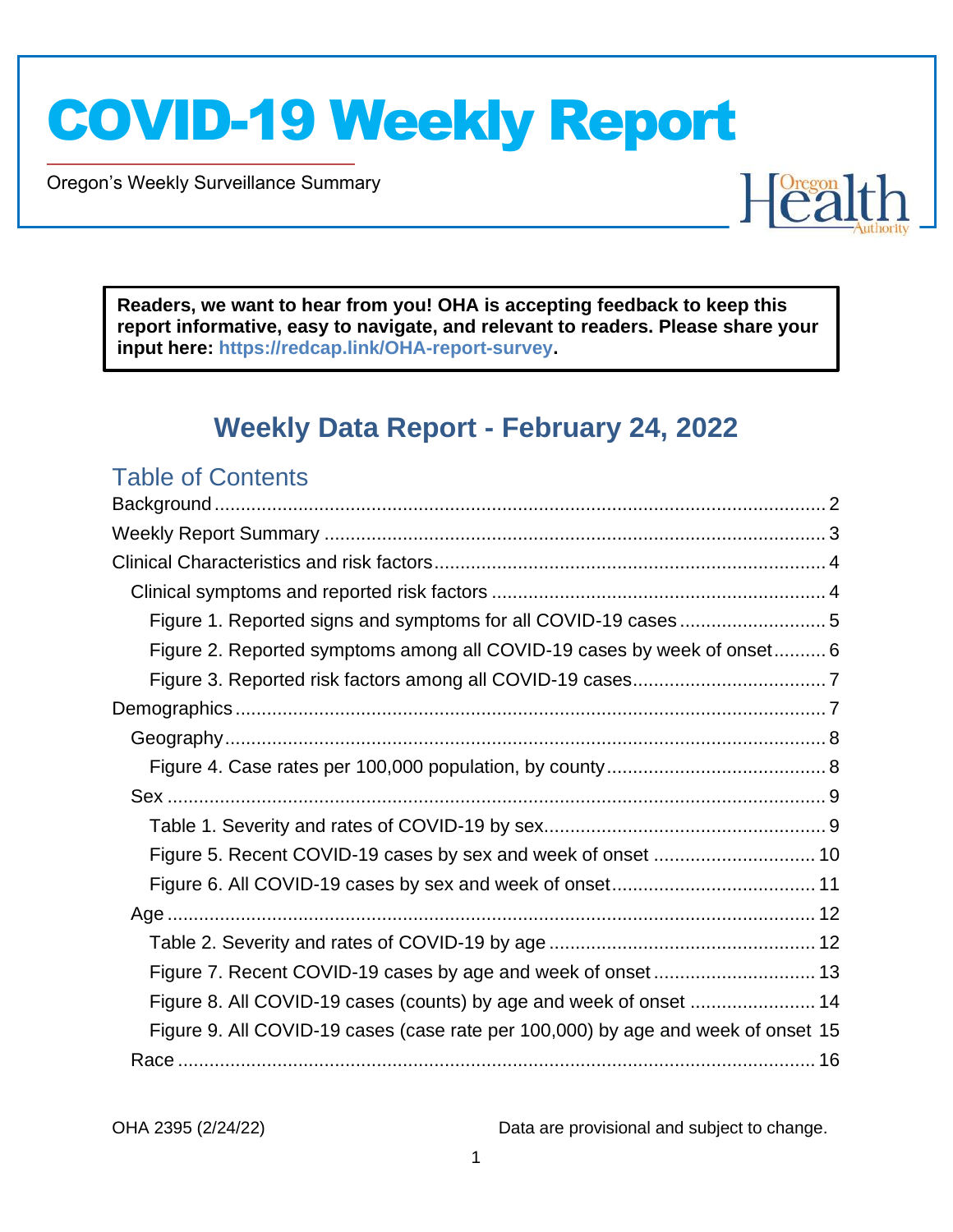# COVID-19 Weekly Report

Oregon's Weekly Surveillance Summary

**Readers, we want to hear from you! OHA is accepting feedback to keep this report informative, easy to navigate, and relevant to readers. Please share your input here: https://redcap.link/OHA-report-survey.**

## Weekly Data Report - February 24, 2022

### Table of Contents

- Background ..... 2
- Weekly Report Summary ..... 3
- Clinical Characteristics and risk factors ..... 4
  - Clinical symptoms and reported risk factors ..... 4
    - Figure 1. Reported signs and symptoms for all COVID-19 cases ..... 5
    - Figure 2. Reported symptoms among all COVID-19 cases by week of onset ..... 6
    - Figure 3. Reported risk factors among all COVID-19 cases ..... 7
- Demographics ..... 7
  - Geography ..... 8
    - Figure 4. Case rates per 100,000 population, by county ..... 8
  - Sex ..... 9
    - Table 1. Severity and rates of COVID-19 by sex ..... 9
    - Figure 5. Recent COVID-19 cases by sex and week of onset ..... 10
    - Figure 6. All COVID-19 cases by sex and week of onset ..... 11
  - Age ..... 12
    - Table 2. Severity and rates of COVID-19 by age ..... 12
    - Figure 7. Recent COVID-19 cases by age and week of onset ..... 13
    - Figure 8. All COVID-19 cases (counts) by age and week of onset ..... 14
    - Figure 9. All COVID-19 cases (case rate per 100,000) by age and week of onset ..... 15
  - Race ..... 16

OHA 2395 (2/24/22) Data are provisional and subject to change.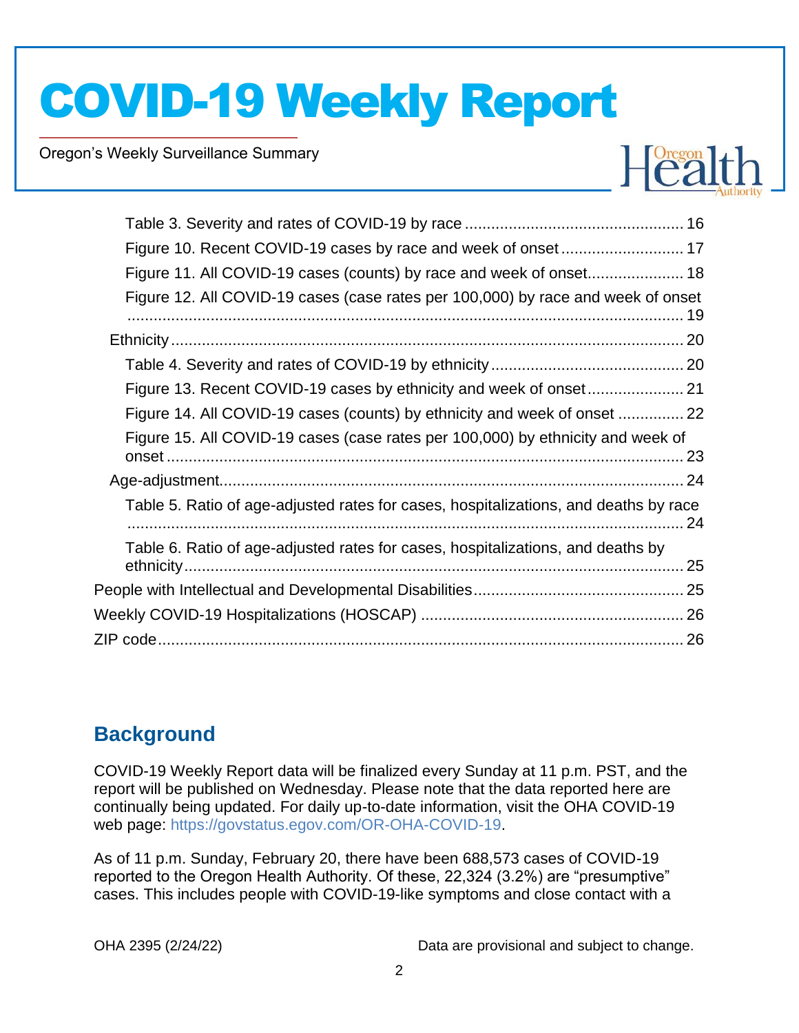Table 3. Severity and rates of COVID-19 by race ................................................. 16

Figure 10. Recent COVID-19 cases by race and week of onset ........................... 17

Figure 11. All COVID-19 cases (counts) by race and week of onset..................... 18

Figure 12. All COVID-19 cases (case rates per 100,000) by race and week of onset ................................................................................................................. 19

Ethnicity ................................................................................................................ 20

Table 4. Severity and rates of COVID-19 by ethnicity ........................................... 20

Figure 13. Recent COVID-19 cases by ethnicity and week of onset ..................... 21

Figure 14. All COVID-19 cases (counts) by ethnicity and week of onset .............. 22

Figure 15. All COVID-19 cases (case rates per 100,000) by ethnicity and week of onset ................................................................................................................ 23

Age-adjustment...................................................................................................... 24

Table 5. Ratio of age-adjusted rates for cases, hospitalizations, and deaths by race ................................................................................................................. 24

Table 6. Ratio of age-adjusted rates for cases, hospitalizations, and deaths by ethnicity ............................................................................................................ 25

People with Intellectual and Developmental Disabilities ............................................... 25

Weekly COVID-19 Hospitalizations (HOSCAP) ........................................................... 26

ZIP code ....................................................................................................................... 26

## Background

COVID-19 Weekly Report data will be finalized every Sunday at 11 p.m. PST, and the report will be published on Wednesday. Please note that the data reported here are continually being updated. For daily up-to-date information, visit the OHA COVID-19 web page: https://govstatus.egov.com/OR-OHA-COVID-19.

As of 11 p.m. Sunday, February 20, there have been 688,573 cases of COVID-19 reported to the Oregon Health Authority. Of these, 22,324 (3.2%) are "presumptive" cases. This includes people with COVID-19-like symptoms and close contact with a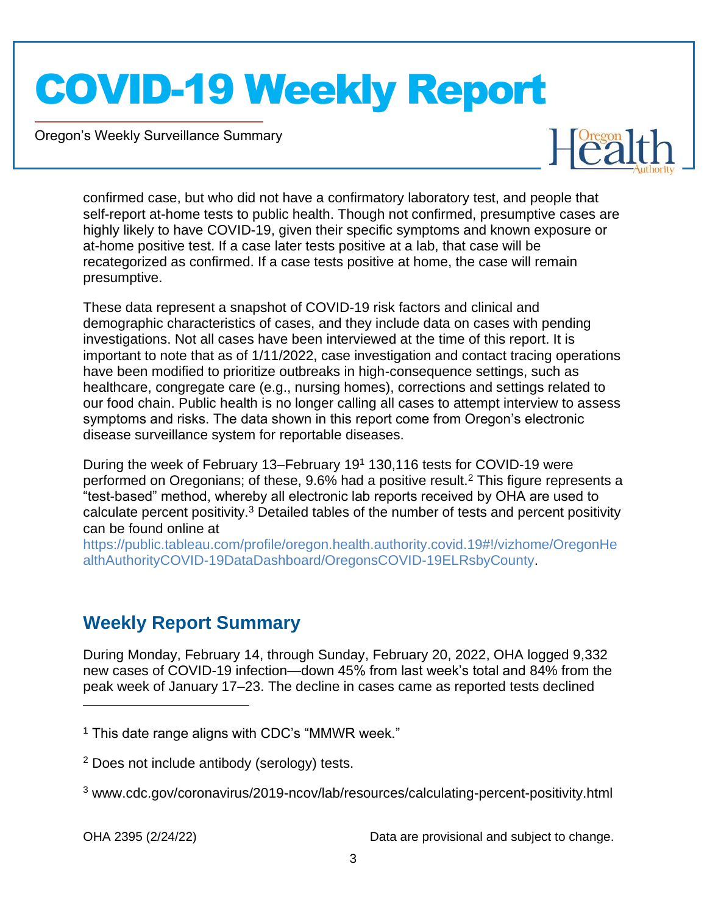confirmed case, but who did not have a confirmatory laboratory test, and people that self-report at-home tests to public health. Though not confirmed, presumptive cases are highly likely to have COVID-19, given their specific symptoms and known exposure or at-home positive test. If a case later tests positive at a lab, that case will be recategorized as confirmed. If a case tests positive at home, the case will remain presumptive.

These data represent a snapshot of COVID-19 risk factors and clinical and demographic characteristics of cases, and they include data on cases with pending investigations. Not all cases have been interviewed at the time of this report. It is important to note that as of 1/11/2022, case investigation and contact tracing operations have been modified to prioritize outbreaks in high-consequence settings, such as healthcare, congregate care (e.g., nursing homes), corrections and settings related to our food chain. Public health is no longer calling all cases to attempt interview to assess symptoms and risks. The data shown in this report come from Oregon's electronic disease surveillance system for reportable diseases.

During the week of February 13–February 19[1] 130,116 tests for COVID-19 were performed on Oregonians; of these, 9.6% had a positive result.[2] This figure represents a "test-based" method, whereby all electronic lab reports received by OHA are used to calculate percent positivity.[3] Detailed tables of the number of tests and percent positivity can be found online at https://public.tableau.com/profile/oregon.health.authority.covid.19#!/vizhome/OregonHealthAuthorityCOVID-19DataDashboard/OregonsCOVID-19ELRsbyCounty.

## Weekly Report Summary

During Monday, February 14, through Sunday, February 20, 2022, OHA logged 9,332 new cases of COVID-19 infection—down 45% from last week's total and 84% from the peak week of January 17–23. The decline in cases came as reported tests declined

---

[1] This date range aligns with CDC's "MMWR week."

[2] Does not include antibody (serology) tests.

[3] www.cdc.gov/coronavirus/2019-ncov/lab/resources/calculating-percent-positivity.html

OHA 2395 (2/24/22) Data are provisional and subject to change.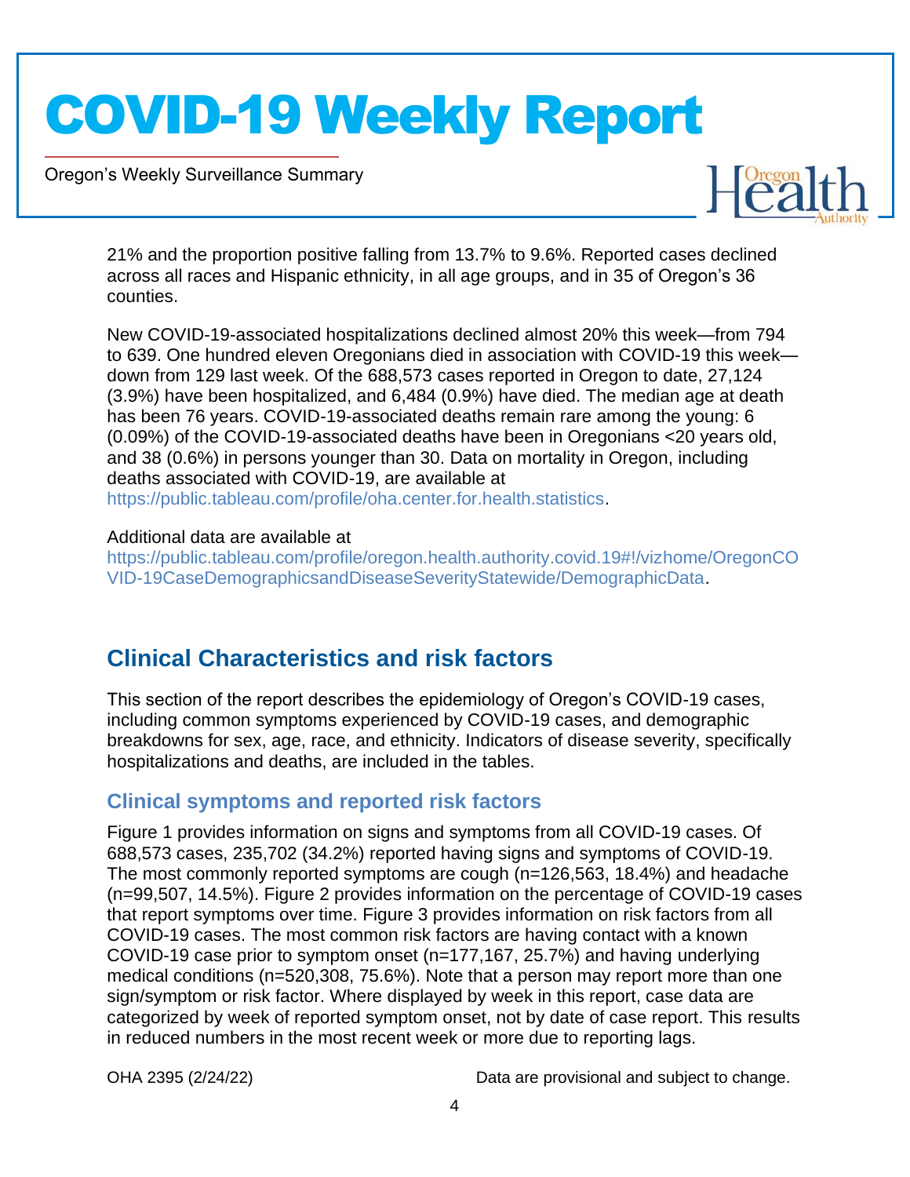21% and the proportion positive falling from 13.7% to 9.6%. Reported cases declined across all races and Hispanic ethnicity, in all age groups, and in 35 of Oregon's 36 counties.

New COVID-19-associated hospitalizations declined almost 20% this week—from 794 to 639. One hundred eleven Oregonians died in association with COVID-19 this week—down from 129 last week. Of the 688,573 cases reported in Oregon to date, 27,124 (3.9%) have been hospitalized, and 6,484 (0.9%) have died. The median age at death has been 76 years. COVID-19-associated deaths remain rare among the young: 6 (0.09%) of the COVID-19-associated deaths have been in Oregonians <20 years old, and 38 (0.6%) in persons younger than 30. Data on mortality in Oregon, including deaths associated with COVID-19, are available at https://public.tableau.com/profile/oha.center.for.health.statistics.

Additional data are available at https://public.tableau.com/profile/oregon.health.authority.covid.19#!/vizhome/OregonCOVID-19CaseDemographicsandDiseaseSeverityStatewide/DemographicData.

## Clinical Characteristics and risk factors

This section of the report describes the epidemiology of Oregon's COVID-19 cases, including common symptoms experienced by COVID-19 cases, and demographic breakdowns for sex, age, race, and ethnicity. Indicators of disease severity, specifically hospitalizations and deaths, are included in the tables.

### Clinical symptoms and reported risk factors

Figure 1 provides information on signs and symptoms from all COVID-19 cases. Of 688,573 cases, 235,702 (34.2%) reported having signs and symptoms of COVID-19. The most commonly reported symptoms are cough (n=126,563, 18.4%) and headache (n=99,507, 14.5%). Figure 2 provides information on the percentage of COVID-19 cases that report symptoms over time. Figure 3 provides information on risk factors from all COVID-19 cases. The most common risk factors are having contact with a known COVID-19 case prior to symptom onset (n=177,167, 25.7%) and having underlying medical conditions (n=520,308, 75.6%). Note that a person may report more than one sign/symptom or risk factor. Where displayed by week in this report, case data are categorized by week of reported symptom onset, not by date of case report. This results in reduced numbers in the most recent week or more due to reporting lags.

OHA 2395 (2/24/22) Data are provisional and subject to change.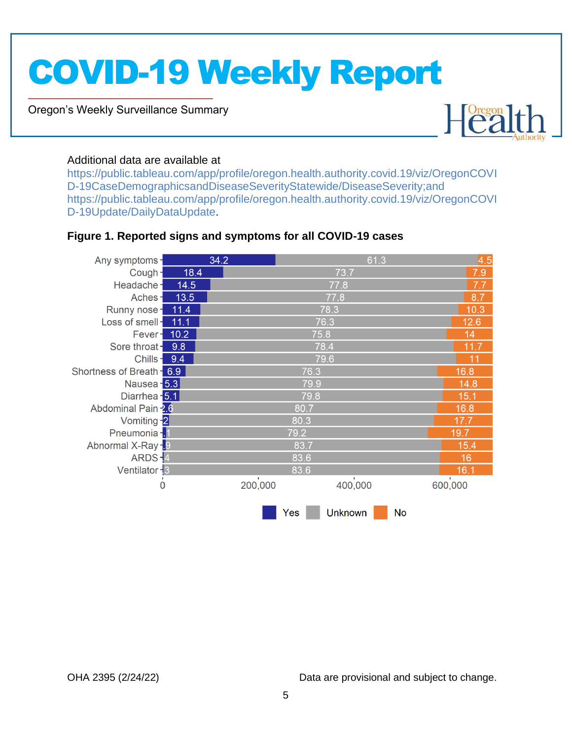Additional data are available at https://public.tableau.com/app/profile/oregon.health.authority.covid.19/viz/OregonCOVID-19CaseDemographicsandDiseaseSeverityStatewide/DiseaseSeverity;and https://public.tableau.com/app/profile/oregon.health.authority.covid.19/viz/OregonCOVID-19Update/DailyDataUpdate.

**Figure 1. Reported signs and symptoms for all COVID-19 cases**

| Symptom | Yes | Unknown | No |
|---|---|---|---|
| Any symptoms | 34.2 | 61.3 | 4.5 |
| Cough | 18.4 | 73.7 | 7.9 |
| Headache | 14.5 | 77.8 | 7.7 |
| Aches | 13.5 | 77.8 | 8.7 |
| Runny nose | 11.4 | 78.3 | 10.3 |
| Loss of smell | 11.1 | 76.3 | 12.6 |
| Fever | 10.2 | 75.8 | 14 |
| Sore throat | 9.8 | 78.4 | 11.7 |
| Chills | 9.4 | 79.6 | 11 |
| Shortness of Breath | 6.9 | 76.3 | 16.8 |
| Nausea | 5.3 | 79.9 | 14.8 |
| Diarrhea | 5.1 | 79.8 | 15.1 |
| Abdominal Pain | 2.6 | 80.7 | 16.8 |
| Vomiting | 2 | 80.3 | 17.7 |
| Pneumonia | 1 | 79.2 | 19.7 |
| Abnormal X-Ray | .9 | 83.7 | 15.4 |
| ARDS | .4 | 83.6 | 16 |
| Ventilator | .3 | 83.6 | 16.1 |

OHA 2395 (2/24/22) Data are provisional and subject to change.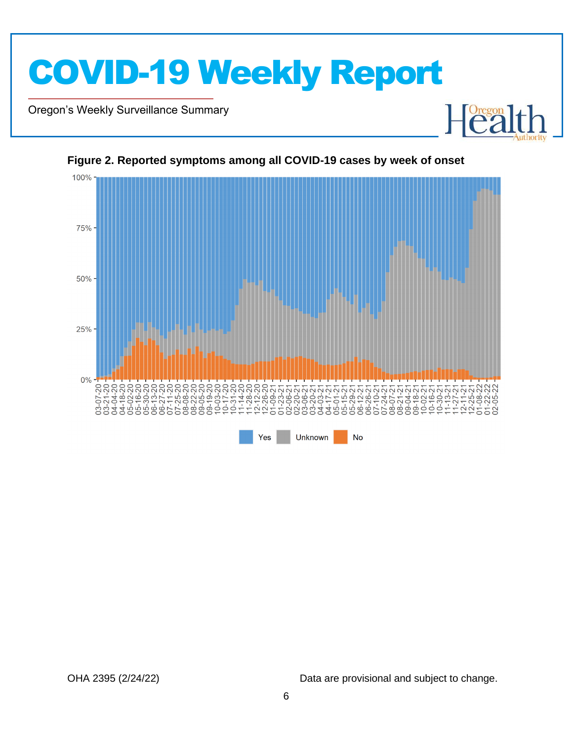**Figure 2. Reported symptoms among all COVID-19 cases by week of onset**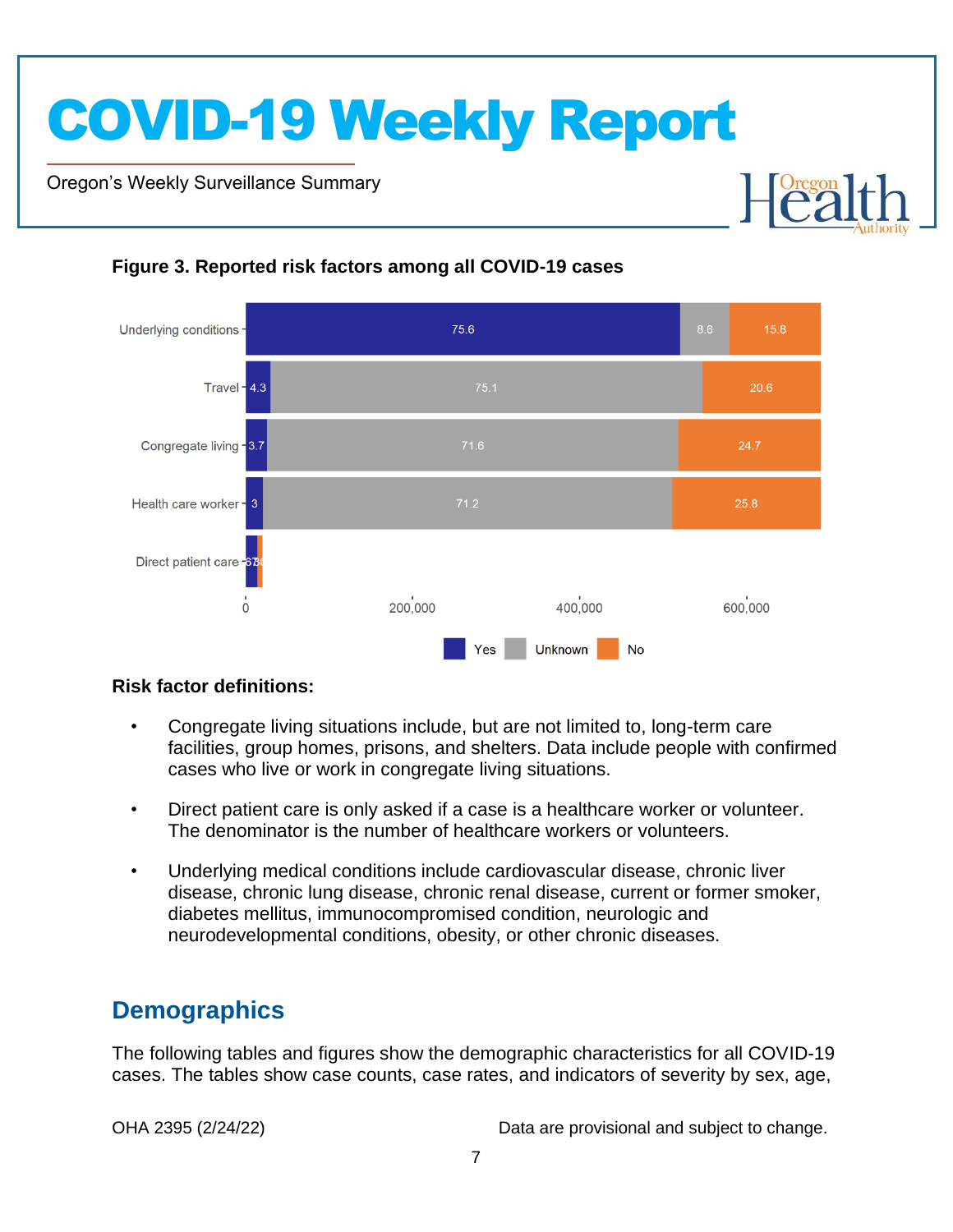**Figure 3. Reported risk factors among all COVID-19 cases**

| Risk factor | Yes | Unknown | No |
|---|---|---|---|
| Underlying conditions | 75.6 | 8.6 | 15.8 |
| Travel | 4.3 | 75.1 | 20.6 |
| Congregate living | 3.7 | 71.6 | 24.7 |
| Health care worker | 3 | 71.2 | 25.8 |
| Direct patient care | 67 | | 3 |

**Risk factor definitions:**

- Congregate living situations include, but are not limited to, long-term care facilities, group homes, prisons, and shelters. Data include people with confirmed cases who live or work in congregate living situations.
- Direct patient care is only asked if a case is a healthcare worker or volunteer. The denominator is the number of healthcare workers or volunteers.
- Underlying medical conditions include cardiovascular disease, chronic liver disease, chronic lung disease, chronic renal disease, current or former smoker, diabetes mellitus, immunocompromised condition, neurologic and neurodevelopmental conditions, obesity, or other chronic diseases.

## Demographics

The following tables and figures show the demographic characteristics for all COVID-19 cases. The tables show case counts, case rates, and indicators of severity by sex, age,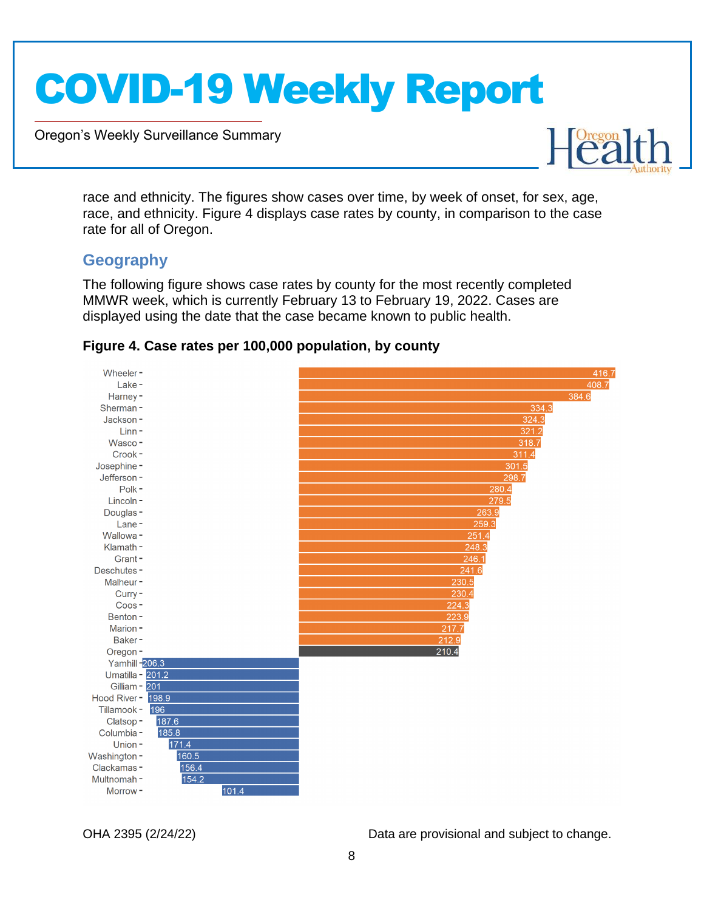race and ethnicity. The figures show cases over time, by week of onset, for sex, age, race, and ethnicity. Figure 4 displays case rates by county, in comparison to the case rate for all of Oregon.

## Geography

The following figure shows case rates by county for the most recently completed MMWR week, which is currently February 13 to February 19, 2022. Cases are displayed using the date that the case became known to public health.

**Figure 4. Case rates per 100,000 population, by county**

| County | Case rate per 100,000 |
|---|---|
| Wheeler | 416.7 |
| Lake | 408.7 |
| Harney | 384.6 |
| Sherman | 334.3 |
| Jackson | 324.3 |
| Linn | 321.2 |
| Wasco | 318.7 |
| Crook | 311.4 |
| Josephine | 301.5 |
| Jefferson | 298.7 |
| Polk | 280.4 |
| Lincoln | 279.5 |
| Douglas | 263.9 |
| Lane | 259.3 |
| Wallowa | 251.4 |
| Klamath | 248.3 |
| Grant | 246.1 |
| Deschutes | 241.6 |
| Malheur | 230.5 |
| Curry | 230.4 |
| Coos | 224.3 |
| Benton | 223.9 |
| Marion | 217.7 |
| Baker | 212.9 |
| Oregon | 210.4 |
| Yamhill | 206.3 |
| Umatilla | 201.2 |
| Gilliam | 201 |
| Hood River | 198.9 |
| Tillamook | 196 |
| Clatsop | 187.6 |
| Columbia | 185.8 |
| Union | 171.4 |
| Washington | 160.5 |
| Clackamas | 156.4 |
| Multnomah | 154.2 |
| Morrow | 101.4 |

OHA 2395 (2/24/22)

Data are provisional and subject to change.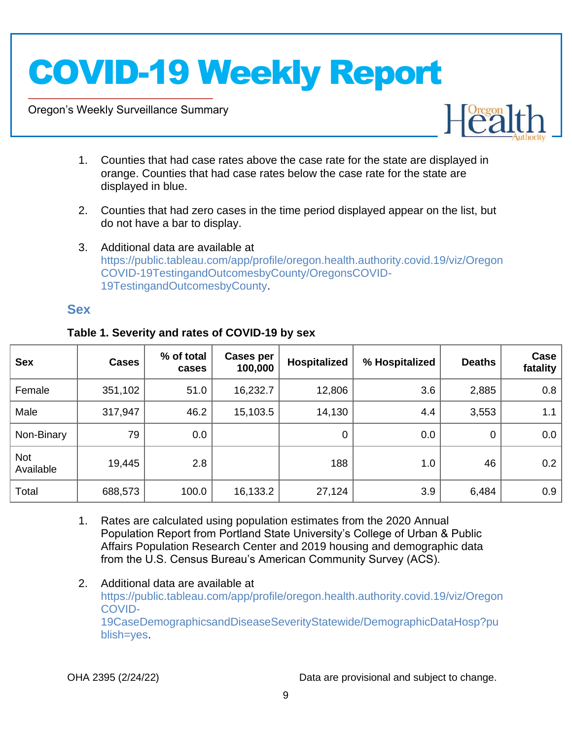1. Counties that had case rates above the case rate for the state are displayed in orange. Counties that had case rates below the case rate for the state are displayed in blue.

2. Counties that had zero cases in the time period displayed appear on the list, but do not have a bar to display.

3. Additional data are available at https://public.tableau.com/app/profile/oregon.health.authority.covid.19/viz/OregonCOVID-19TestingandOutcomesbyCounty/OregonsCOVID-19TestingandOutcomesbyCounty.

## Sex

**Table 1. Severity and rates of COVID-19 by sex**

| Sex | Cases | % of total cases | Cases per 100,000 | Hospitalized | % Hospitalized | Deaths | Case fatality |
|---|---|---|---|---|---|---|---|
| Female | 351,102 | 51.0 | 16,232.7 | 12,806 | 3.6 | 2,885 | 0.8 |
| Male | 317,947 | 46.2 | 15,103.5 | 14,130 | 4.4 | 3,553 | 1.1 |
| Non-Binary | 79 | 0.0 | | 0 | 0.0 | 0 | 0.0 |
| Not Available | 19,445 | 2.8 | | 188 | 1.0 | 46 | 0.2 |
| Total | 688,573 | 100.0 | 16,133.2 | 27,124 | 3.9 | 6,484 | 0.9 |

1. Rates are calculated using population estimates from the 2020 Annual Population Report from Portland State University's College of Urban & Public Affairs Population Research Center and 2019 housing and demographic data from the U.S. Census Bureau's American Community Survey (ACS).

2. Additional data are available at https://public.tableau.com/app/profile/oregon.health.authority.covid.19/viz/OregonCOVID-19CaseDemographicsandDiseaseSeverityStatewide/DemographicDataHosp?publish=yes.

OHA 2395 (2/24/22) Data are provisional and subject to change.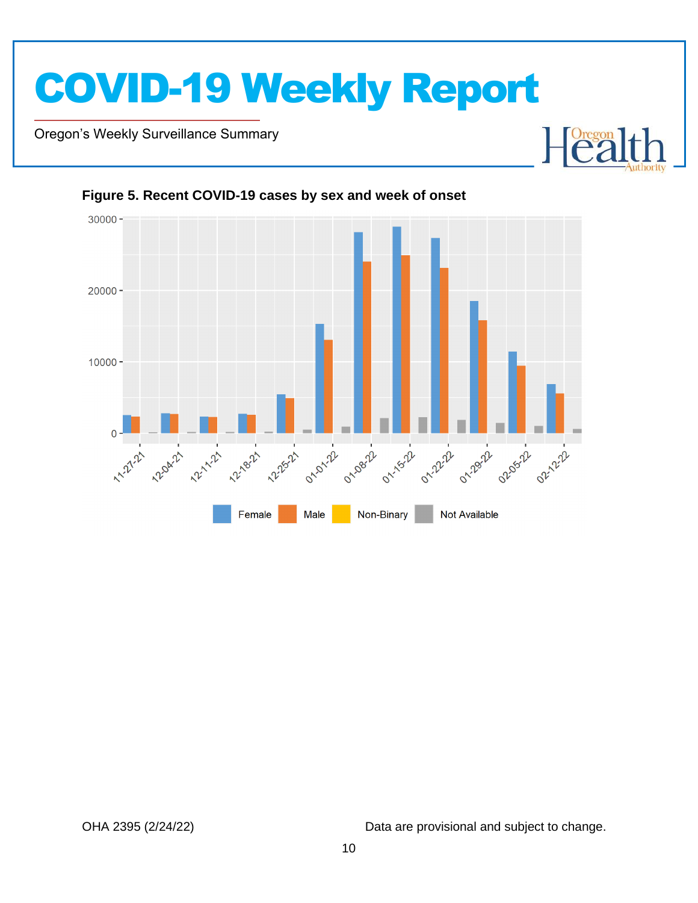**Figure 5. Recent COVID-19 cases by sex and week of onset**

30000

20000

10000

0

11-27-21 12-04-21 12-11-21 12-18-21 12-25-21 01-01-22 01-08-22 01-15-22 01-22-22 01-29-22 02-05-22 02-12-22

Female Male Non-Binary Not Available

OHA 2395 (2/24/22)

Data are provisional and subject to change.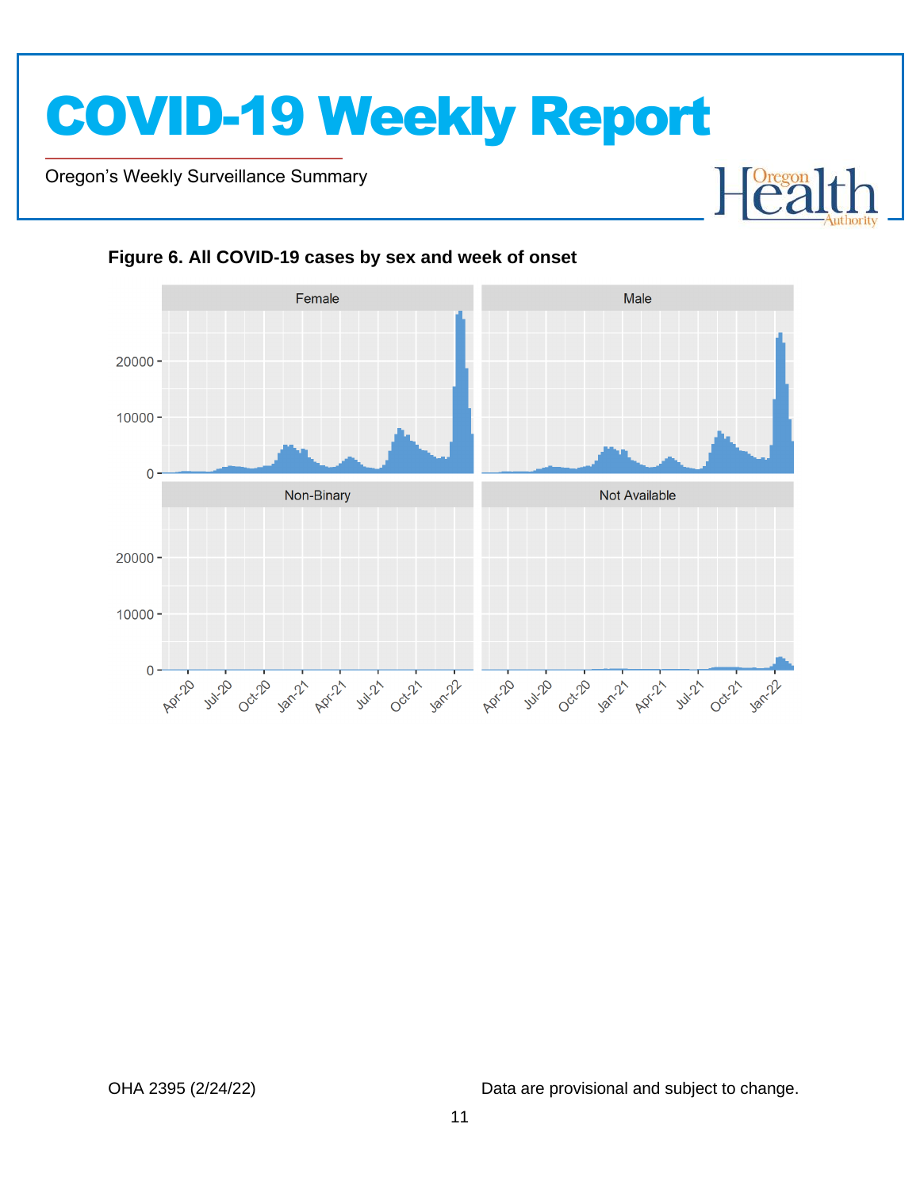**Figure 6. All COVID-19 cases by sex and week of onset**

OHA 2395 (2/24/22)

Data are provisional and subject to change.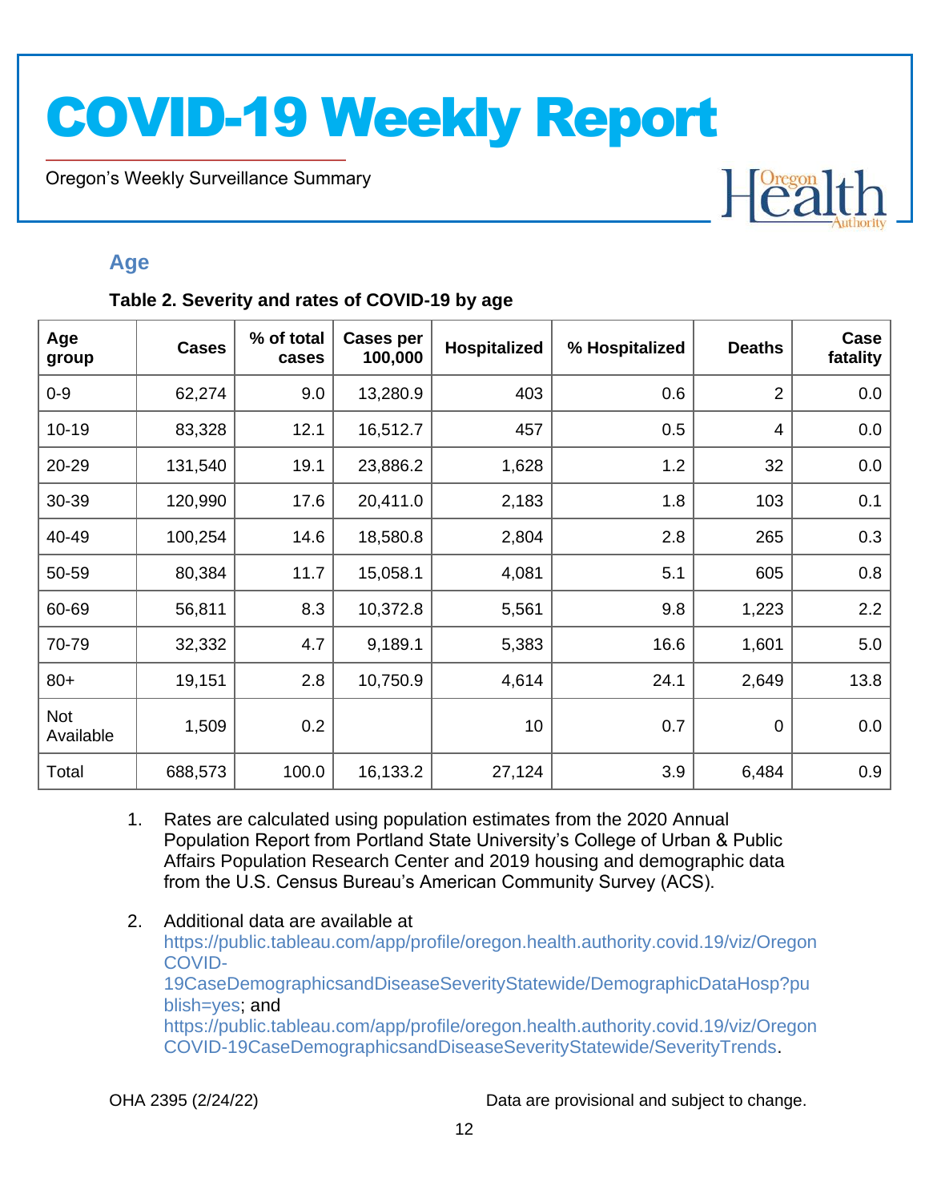## Age

**Table 2. Severity and rates of COVID-19 by age**

| Age group | Cases | % of total cases | Cases per 100,000 | Hospitalized | % Hospitalized | Deaths | Case fatality |
|---|---|---|---|---|---|---|---|
| 0-9 | 62,274 | 9.0 | 13,280.9 | 403 | 0.6 | 2 | 0.0 |
| 10-19 | 83,328 | 12.1 | 16,512.7 | 457 | 0.5 | 4 | 0.0 |
| 20-29 | 131,540 | 19.1 | 23,886.2 | 1,628 | 1.2 | 32 | 0.0 |
| 30-39 | 120,990 | 17.6 | 20,411.0 | 2,183 | 1.8 | 103 | 0.1 |
| 40-49 | 100,254 | 14.6 | 18,580.8 | 2,804 | 2.8 | 265 | 0.3 |
| 50-59 | 80,384 | 11.7 | 15,058.1 | 4,081 | 5.1 | 605 | 0.8 |
| 60-69 | 56,811 | 8.3 | 10,372.8 | 5,561 | 9.8 | 1,223 | 2.2 |
| 70-79 | 32,332 | 4.7 | 9,189.1 | 5,383 | 16.6 | 1,601 | 5.0 |
| 80+ | 19,151 | 2.8 | 10,750.9 | 4,614 | 24.1 | 2,649 | 13.8 |
| Not Available | 1,509 | 0.2 | | 10 | 0.7 | 0 | 0.0 |
| Total | 688,573 | 100.0 | 16,133.2 | 27,124 | 3.9 | 6,484 | 0.9 |

1. Rates are calculated using population estimates from the 2020 Annual Population Report from Portland State University's College of Urban & Public Affairs Population Research Center and 2019 housing and demographic data from the U.S. Census Bureau's American Community Survey (ACS).

2. Additional data are available at https://public.tableau.com/app/profile/oregon.health.authority.covid.19/viz/OregonCOVID-19CaseDemographicsandDiseaseSeverityStatewide/DemographicDataHosp?publish=yes; and https://public.tableau.com/app/profile/oregon.health.authority.covid.19/viz/OregonCOVID-19CaseDemographicsandDiseaseSeverityStatewide/SeverityTrends.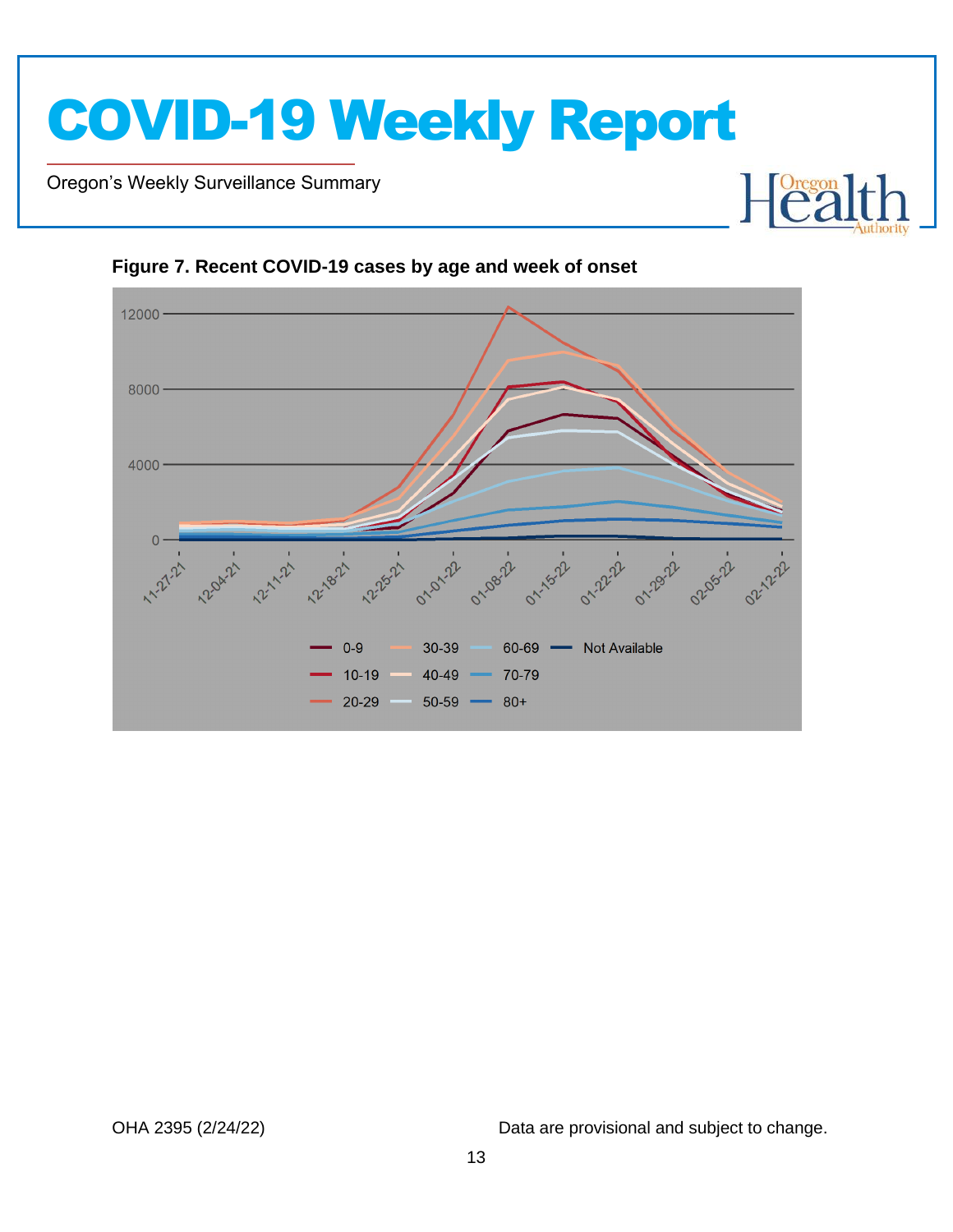**Figure 7. Recent COVID-19 cases by age and week of onset**

OHA 2395 (2/24/22) Data are provisional and subject to change.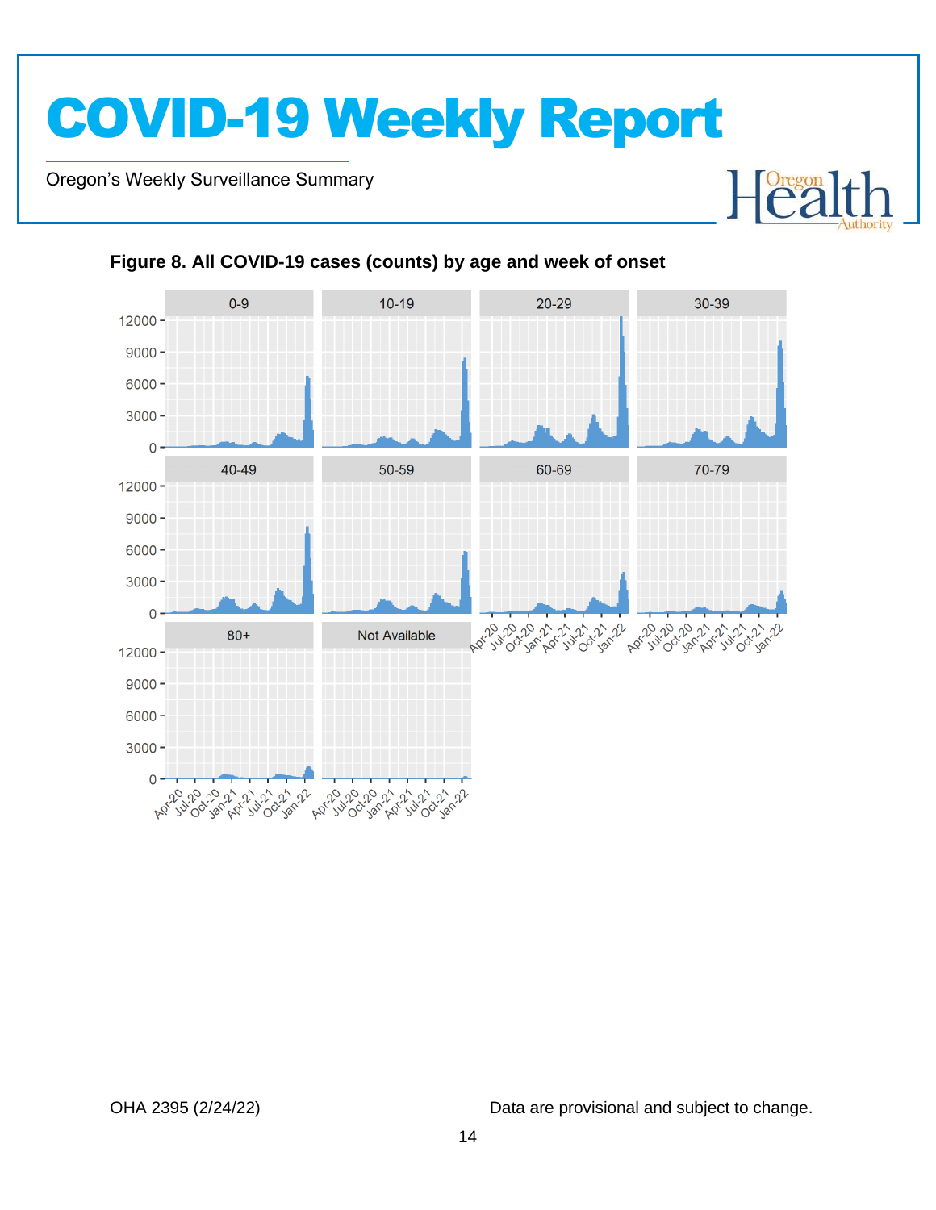**Figure 8. All COVID-19 cases (counts) by age and week of onset**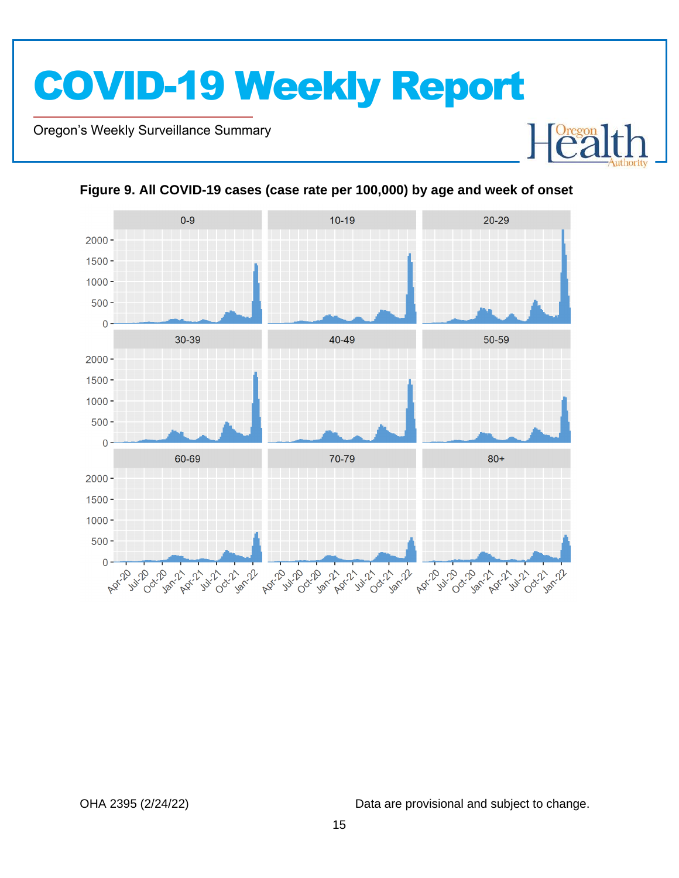**Figure 9. All COVID-19 cases (case rate per 100,000) by age and week of onset**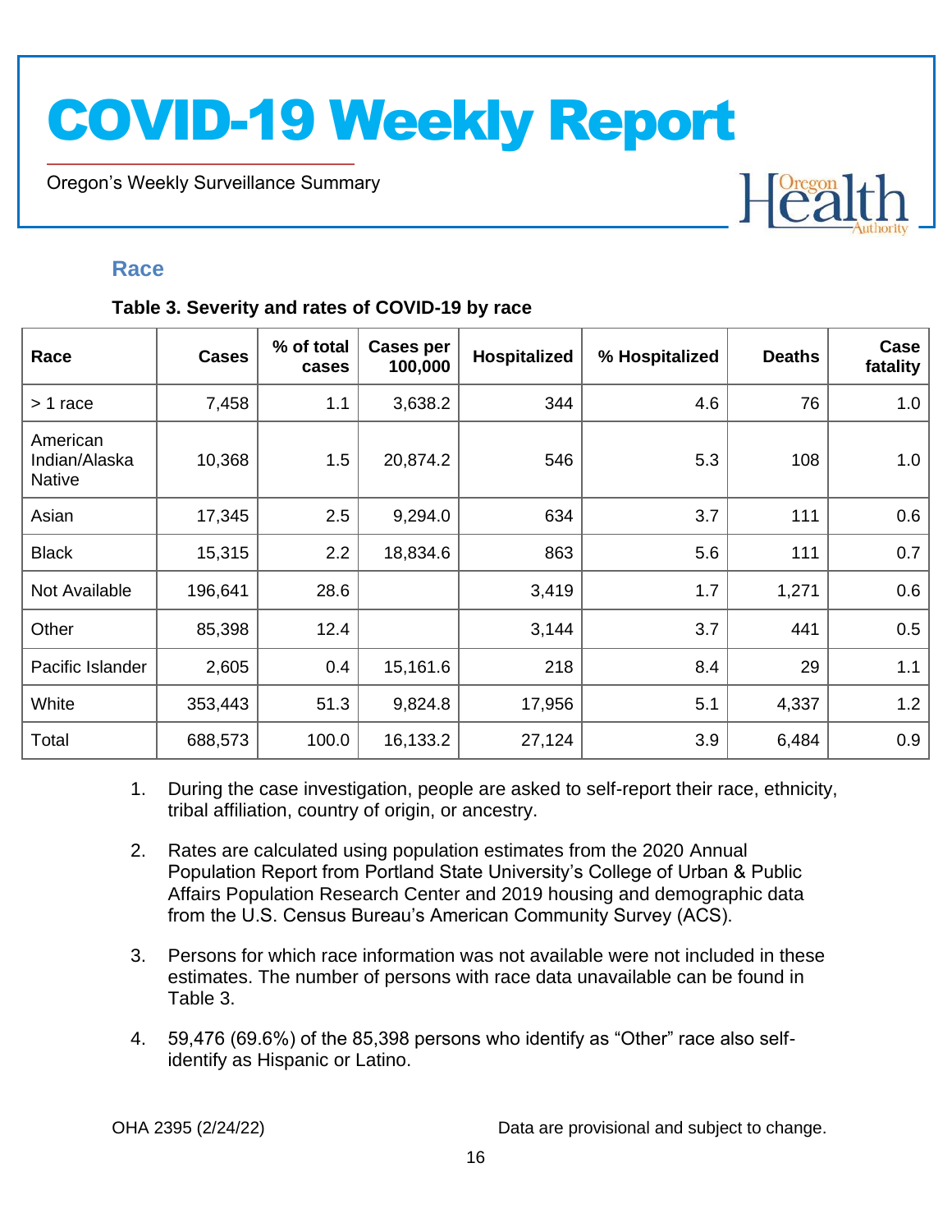## Race

**Table 3. Severity and rates of COVID-19 by race**

| Race | Cases | % of total cases | Cases per 100,000 | Hospitalized | % Hospitalized | Deaths | Case fatality |
|---|---|---|---|---|---|---|---|
| > 1 race | 7,458 | 1.1 | 3,638.2 | 344 | 4.6 | 76 | 1.0 |
| American Indian/Alaska Native | 10,368 | 1.5 | 20,874.2 | 546 | 5.3 | 108 | 1.0 |
| Asian | 17,345 | 2.5 | 9,294.0 | 634 | 3.7 | 111 | 0.6 |
| Black | 15,315 | 2.2 | 18,834.6 | 863 | 5.6 | 111 | 0.7 |
| Not Available | 196,641 | 28.6 | | 3,419 | 1.7 | 1,271 | 0.6 |
| Other | 85,398 | 12.4 | | 3,144 | 3.7 | 441 | 0.5 |
| Pacific Islander | 2,605 | 0.4 | 15,161.6 | 218 | 8.4 | 29 | 1.1 |
| White | 353,443 | 51.3 | 9,824.8 | 17,956 | 5.1 | 4,337 | 1.2 |
| Total | 688,573 | 100.0 | 16,133.2 | 27,124 | 3.9 | 6,484 | 0.9 |

1. During the case investigation, people are asked to self-report their race, ethnicity, tribal affiliation, country of origin, or ancestry.
2. Rates are calculated using population estimates from the 2020 Annual Population Report from Portland State University's College of Urban & Public Affairs Population Research Center and 2019 housing and demographic data from the U.S. Census Bureau's American Community Survey (ACS).
3. Persons for which race information was not available were not included in these estimates. The number of persons with race data unavailable can be found in Table 3.
4. 59,476 (69.6%) of the 85,398 persons who identify as "Other" race also self-identify as Hispanic or Latino.

OHA 2395 (2/24/22) Data are provisional and subject to change.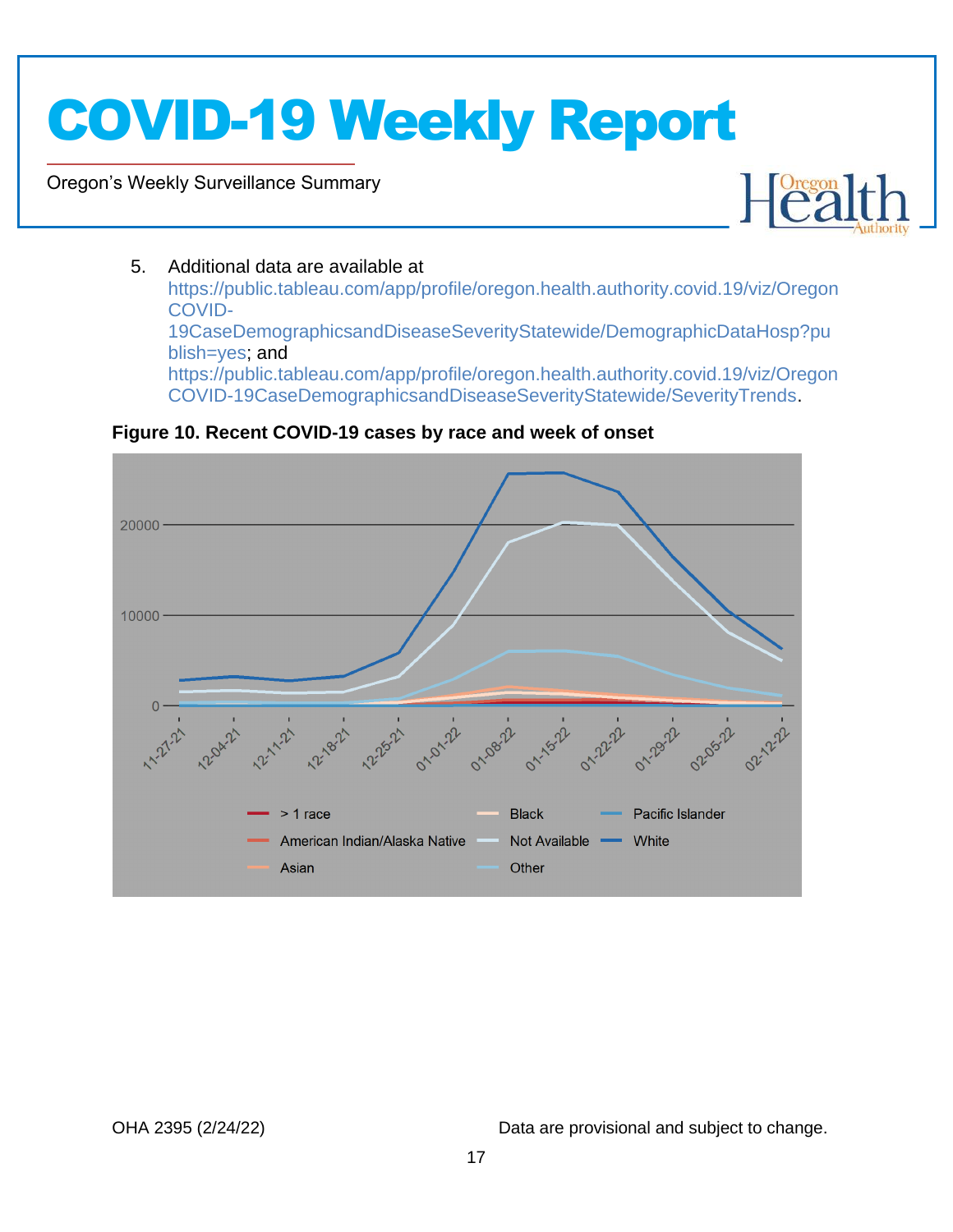5. Additional data are available at https://public.tableau.com/app/profile/oregon.health.authority.covid.19/viz/OregonCOVID-19CaseDemographicsandDiseaseSeverityStatewide/DemographicDataHosp?publish=yes; and https://public.tableau.com/app/profile/oregon.health.authority.covid.19/viz/OregonCOVID-19CaseDemographicsandDiseaseSeverityStatewide/SeverityTrends.

**Figure 10. Recent COVID-19 cases by race and week of onset**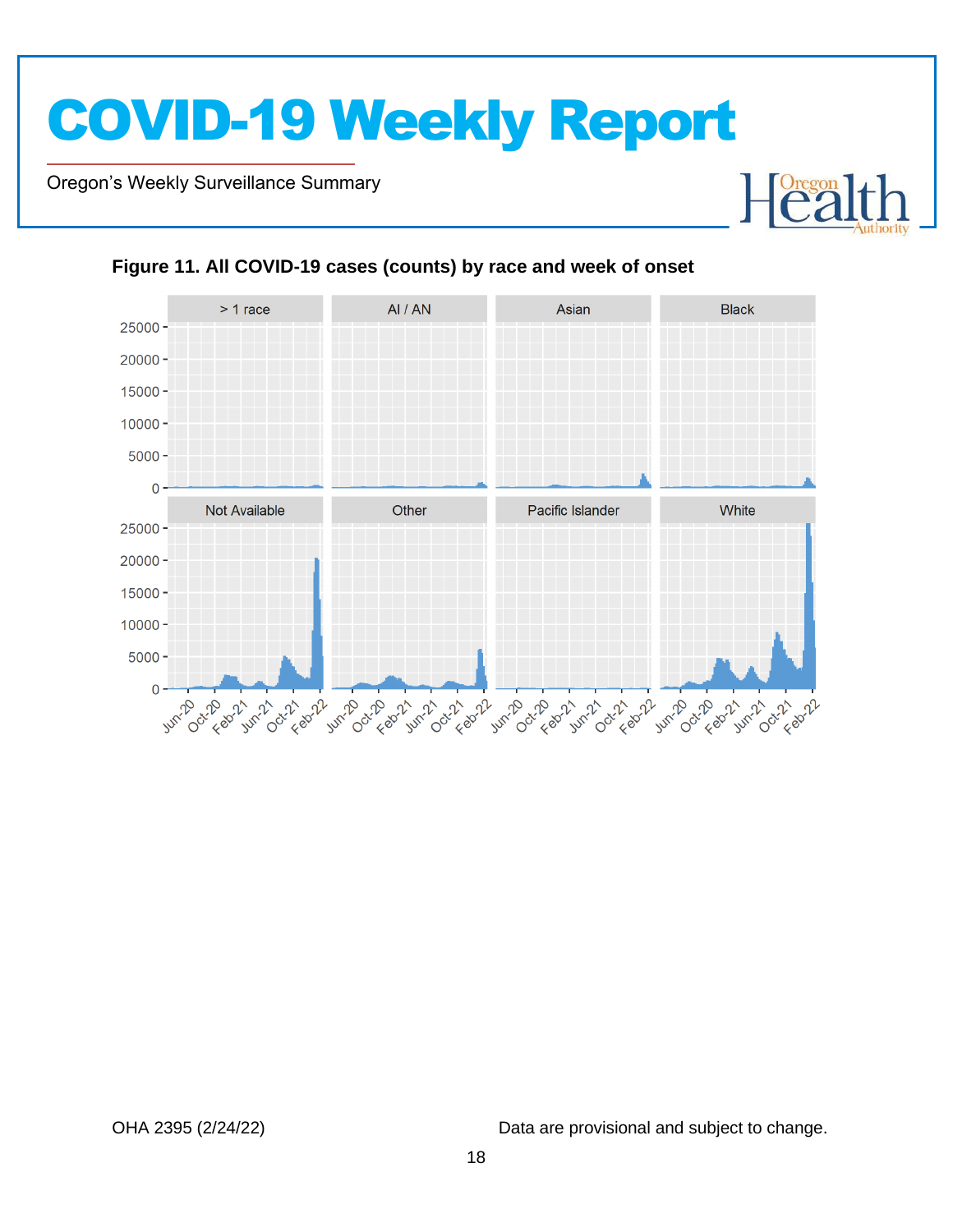**Figure 11. All COVID-19 cases (counts) by race and week of onset**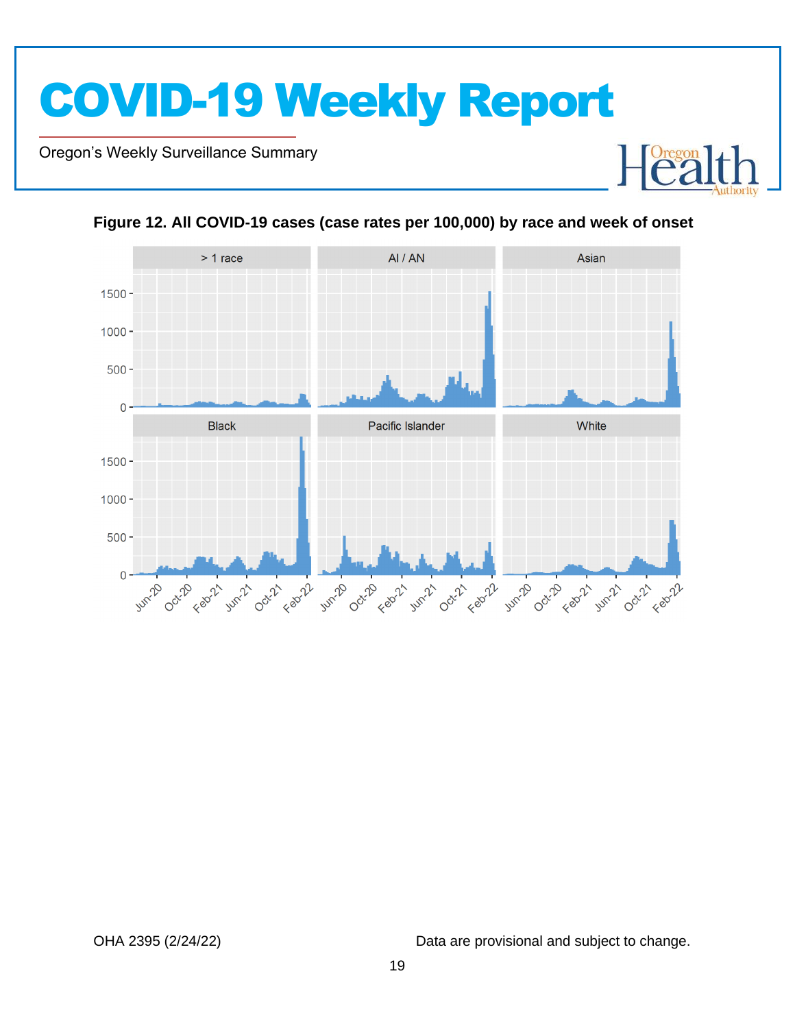**Figure 12. All COVID-19 cases (case rates per 100,000) by race and week of onset**

Data are provisional and subject to change.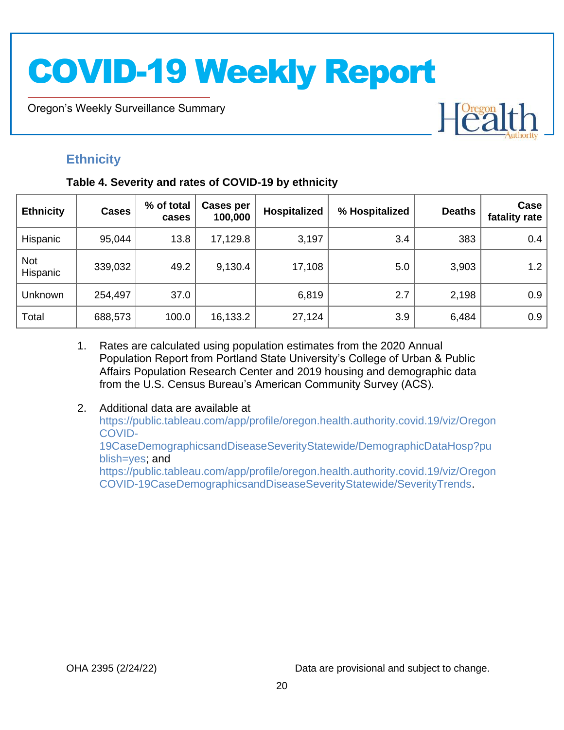## Ethnicity

**Table 4. Severity and rates of COVID-19 by ethnicity**

| Ethnicity | Cases | % of total cases | Cases per 100,000 | Hospitalized | % Hospitalized | Deaths | Case fatality rate |
|---|---|---|---|---|---|---|---|
| Hispanic | 95,044 | 13.8 | 17,129.8 | 3,197 | 3.4 | 383 | 0.4 |
| Not Hispanic | 339,032 | 49.2 | 9,130.4 | 17,108 | 5.0 | 3,903 | 1.2 |
| Unknown | 254,497 | 37.0 | | 6,819 | 2.7 | 2,198 | 0.9 |
| Total | 688,573 | 100.0 | 16,133.2 | 27,124 | 3.9 | 6,484 | 0.9 |

1. Rates are calculated using population estimates from the 2020 Annual Population Report from Portland State University's College of Urban & Public Affairs Population Research Center and 2019 housing and demographic data from the U.S. Census Bureau's American Community Survey (ACS).

2. Additional data are available at https://public.tableau.com/app/profile/oregon.health.authority.covid.19/viz/OregonCOVID-19CaseDemographicsandDiseaseSeverityStatewide/DemographicDataHosp?publish=yes; and https://public.tableau.com/app/profile/oregon.health.authority.covid.19/viz/OregonCOVID-19CaseDemographicsandDiseaseSeverityStatewide/SeverityTrends.

OHA 2395 (2/24/22)

Data are provisional and subject to change.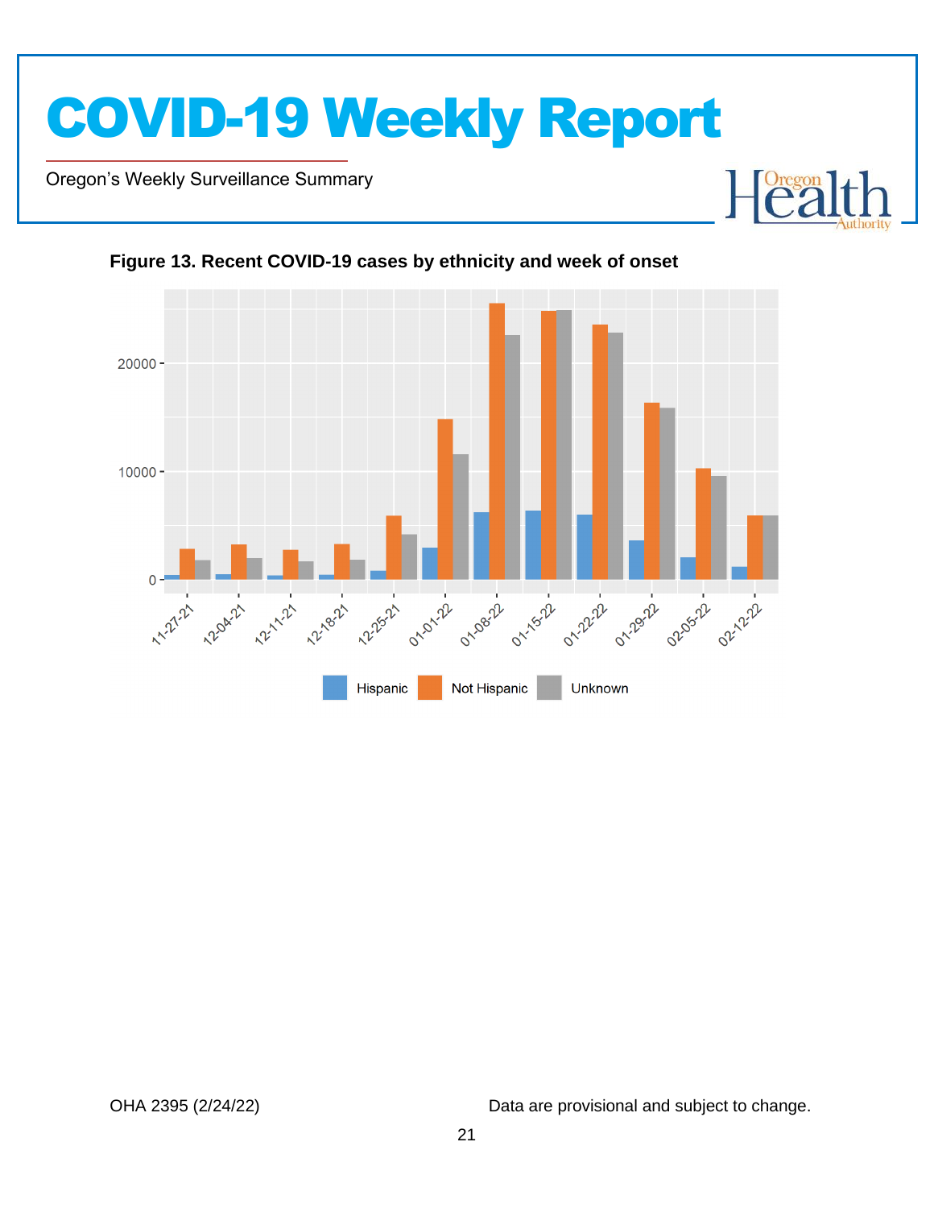**Figure 13. Recent COVID-19 cases by ethnicity and week of onset**

20000

10000

0

11-27-21 12-04-21 12-11-21 12-18-21 12-25-21 01-01-22 01-08-22 01-15-22 01-22-22 01-29-22 02-05-22 02-12-22

Hispanic Not Hispanic Unknown

OHA 2395 (2/24/22) Data are provisional and subject to change.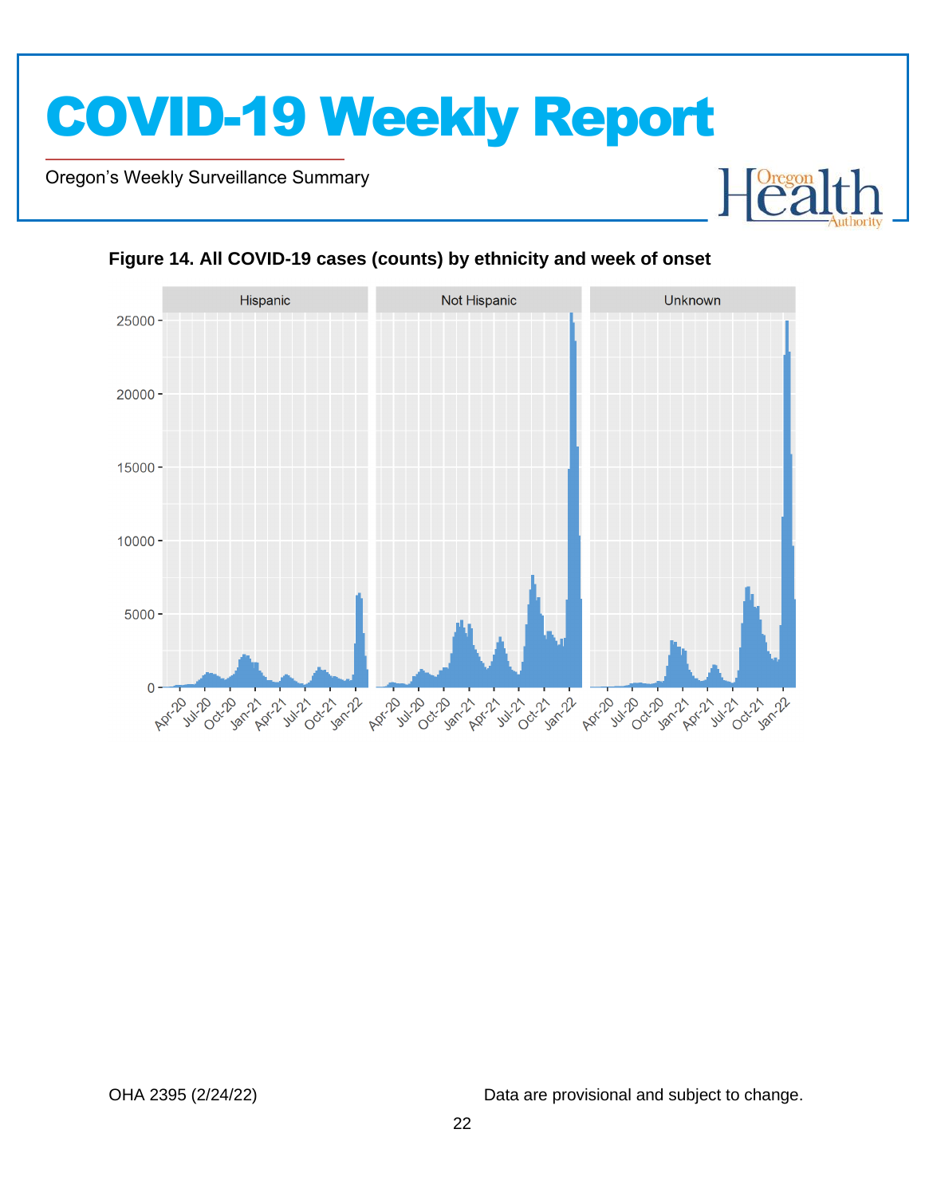**Figure 14. All COVID-19 cases (counts) by ethnicity and week of onset**

Hispanic | Not Hispanic | Unknown

25000
20000
15000
10000
5000
0

Apr-20 Jul-20 Oct-20 Jan-21 Apr-21 Jul-21 Oct-21 Jan-22

OHA 2395 (2/24/22)

Data are provisional and subject to change.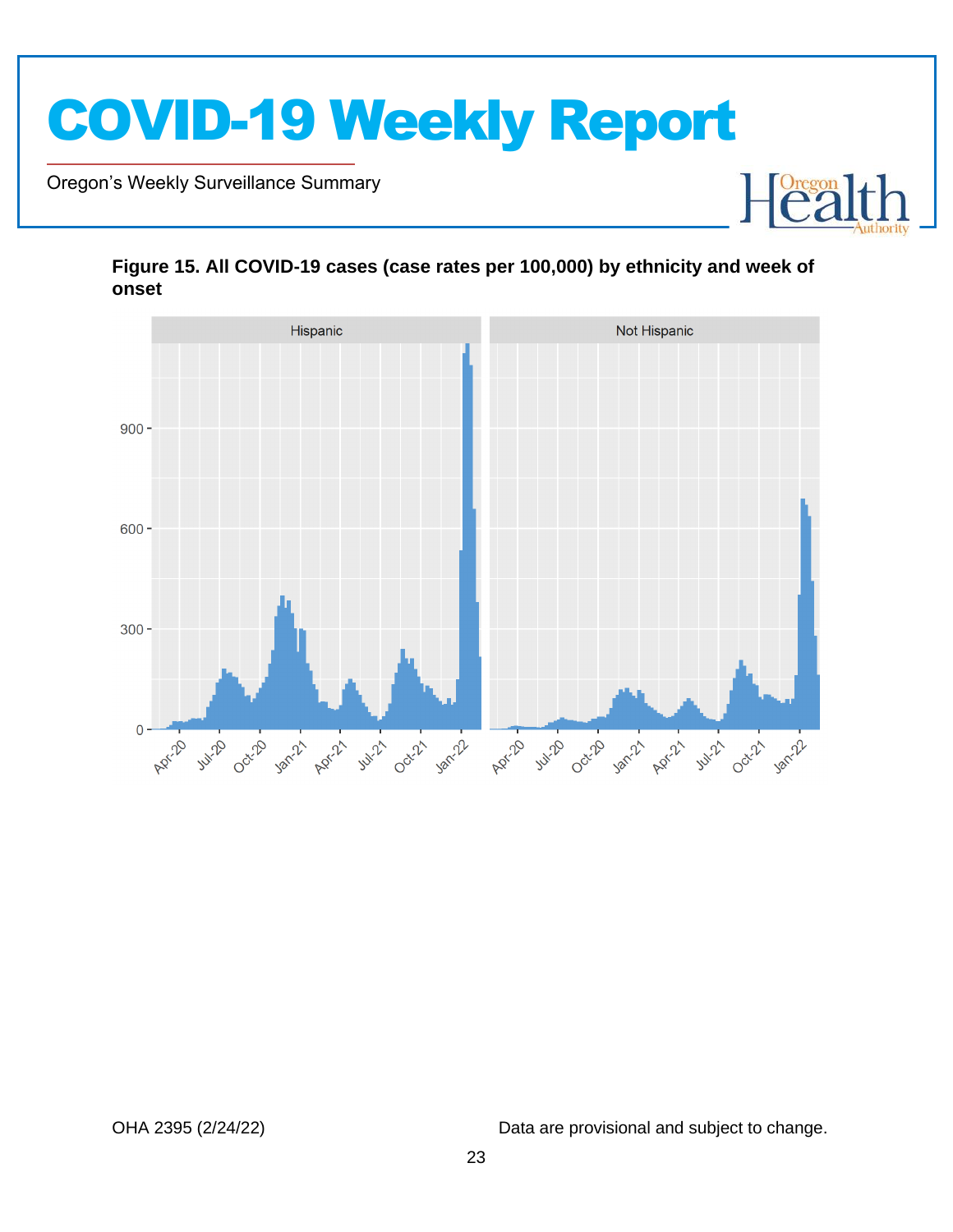**Figure 15. All COVID-19 cases (case rates per 100,000) by ethnicity and week of onset**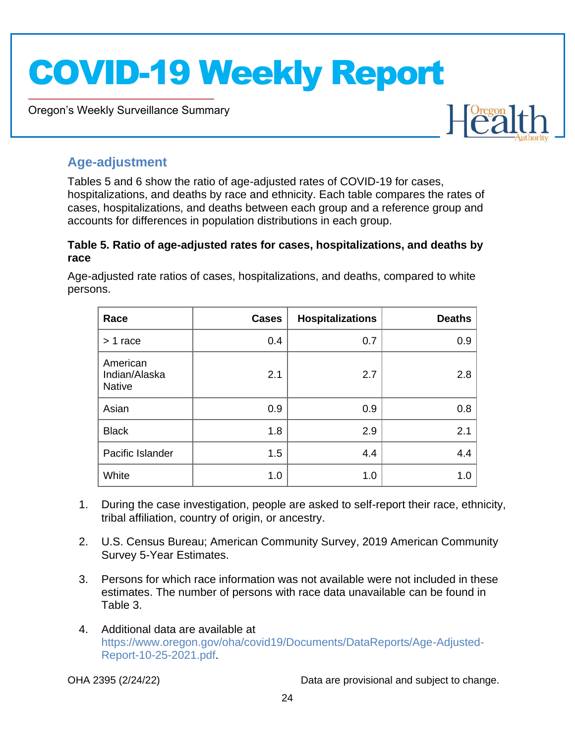## Age-adjustment

Tables 5 and 6 show the ratio of age-adjusted rates of COVID-19 for cases, hospitalizations, and deaths by race and ethnicity. Each table compares the rates of cases, hospitalizations, and deaths between each group and a reference group and accounts for differences in population distributions in each group.

**Table 5. Ratio of age-adjusted rates for cases, hospitalizations, and deaths by race**

Age-adjusted rate ratios of cases, hospitalizations, and deaths, compared to white persons.

| Race | Cases | Hospitalizations | Deaths |
|---|---|---|---|
| > 1 race | 0.4 | 0.7 | 0.9 |
| American Indian/Alaska Native | 2.1 | 2.7 | 2.8 |
| Asian | 0.9 | 0.9 | 0.8 |
| Black | 1.8 | 2.9 | 2.1 |
| Pacific Islander | 1.5 | 4.4 | 4.4 |
| White | 1.0 | 1.0 | 1.0 |

1. During the case investigation, people are asked to self-report their race, ethnicity, tribal affiliation, country of origin, or ancestry.
2. U.S. Census Bureau; American Community Survey, 2019 American Community Survey 5-Year Estimates.
3. Persons for which race information was not available were not included in these estimates. The number of persons with race data unavailable can be found in Table 3.
4. Additional data are available at https://www.oregon.gov/oha/covid19/Documents/DataReports/Age-Adjusted-Report-10-25-2021.pdf.

OHA 2395 (2/24/22) Data are provisional and subject to change.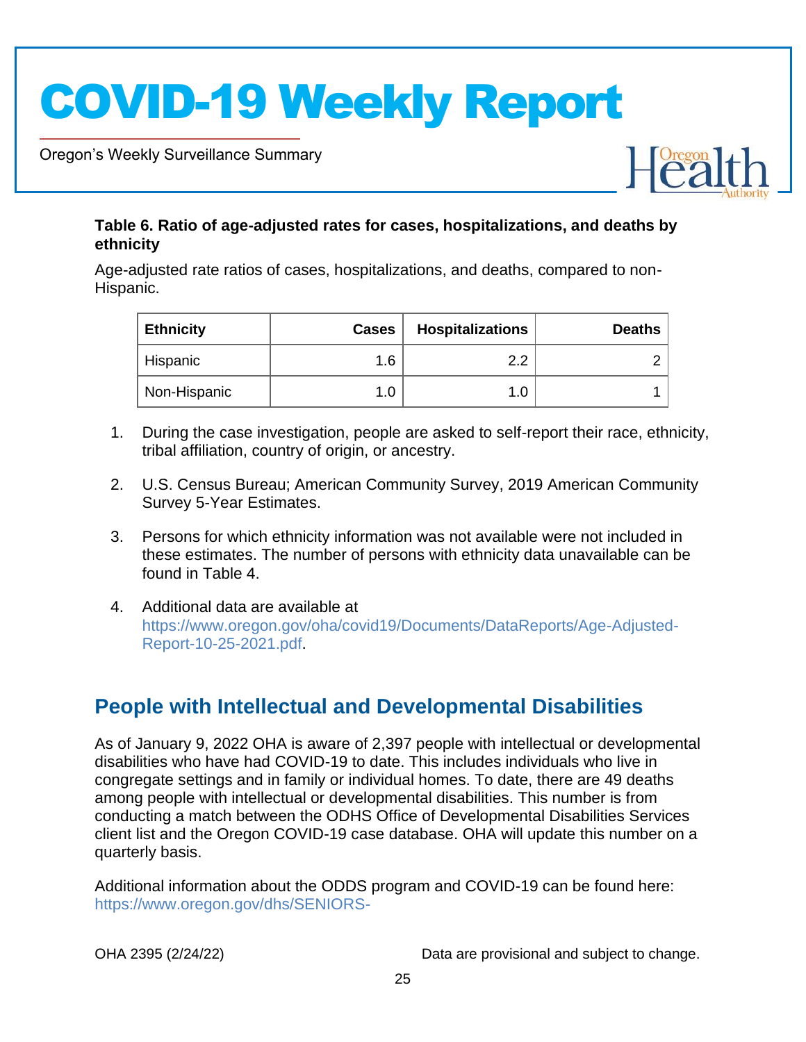**Table 6. Ratio of age-adjusted rates for cases, hospitalizations, and deaths by ethnicity**

Age-adjusted rate ratios of cases, hospitalizations, and deaths, compared to non-Hispanic.

| Ethnicity | Cases | Hospitalizations | Deaths |
|---|---|---|---|
| Hispanic | 1.6 | 2.2 | 2 |
| Non-Hispanic | 1.0 | 1.0 | 1 |

1. During the case investigation, people are asked to self-report their race, ethnicity, tribal affiliation, country of origin, or ancestry.
2. U.S. Census Bureau; American Community Survey, 2019 American Community Survey 5-Year Estimates.
3. Persons for which ethnicity information was not available were not included in these estimates. The number of persons with ethnicity data unavailable can be found in Table 4.
4. Additional data are available at https://www.oregon.gov/oha/covid19/Documents/DataReports/Age-Adjusted-Report-10-25-2021.pdf.

## People with Intellectual and Developmental Disabilities

As of January 9, 2022 OHA is aware of 2,397 people with intellectual or developmental disabilities who have had COVID-19 to date. This includes individuals who live in congregate settings and in family or individual homes. To date, there are 49 deaths among people with intellectual or developmental disabilities. This number is from conducting a match between the ODHS Office of Developmental Disabilities Services client list and the Oregon COVID-19 case database. OHA will update this number on a quarterly basis.

Additional information about the ODDS program and COVID-19 can be found here: https://www.oregon.gov/dhs/SENIORS-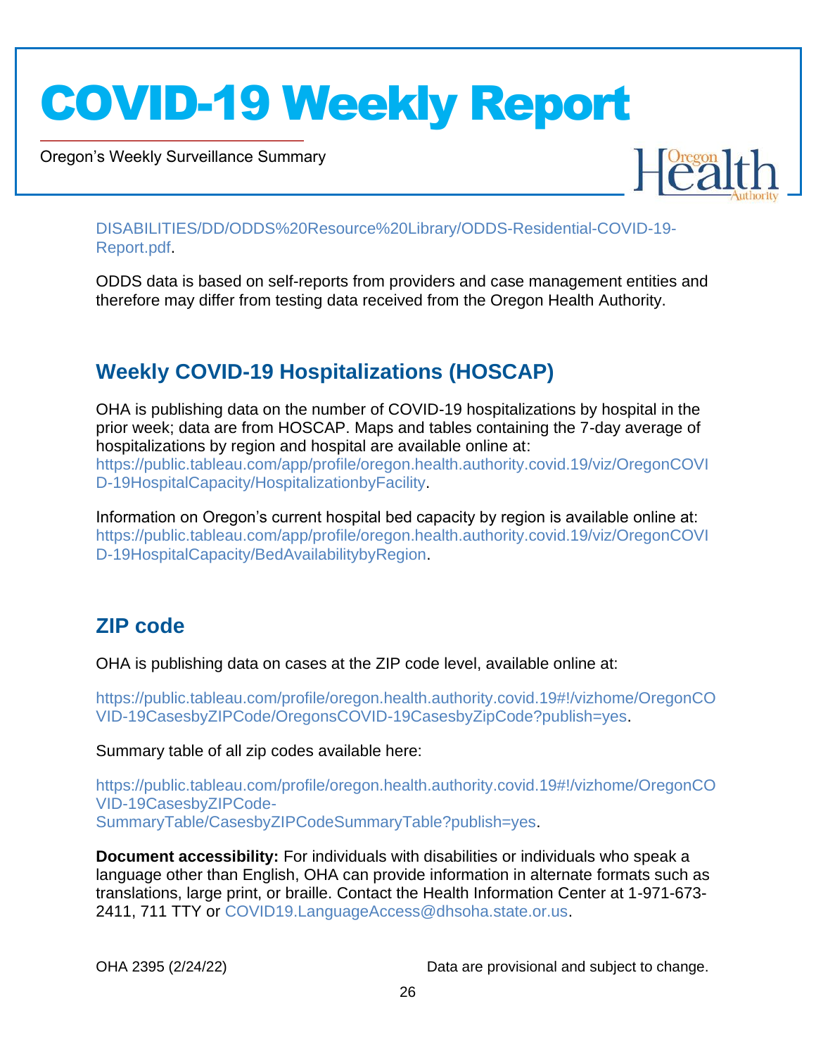DISABILITIES/DD/ODDS%20Resource%20Library/ODDS-Residential-COVID-19-Report.pdf.

ODDS data is based on self-reports from providers and case management entities and therefore may differ from testing data received from the Oregon Health Authority.

## Weekly COVID-19 Hospitalizations (HOSCAP)

OHA is publishing data on the number of COVID-19 hospitalizations by hospital in the prior week; data are from HOSCAP. Maps and tables containing the 7-day average of hospitalizations by region and hospital are available online at: https://public.tableau.com/app/profile/oregon.health.authority.covid.19/viz/OregonCOVID-19HospitalCapacity/HospitalizationbyFacility.

Information on Oregon's current hospital bed capacity by region is available online at: https://public.tableau.com/app/profile/oregon.health.authority.covid.19/viz/OregonCOVID-19HospitalCapacity/BedAvailabilitybyRegion.

## ZIP code

OHA is publishing data on cases at the ZIP code level, available online at:

https://public.tableau.com/profile/oregon.health.authority.covid.19#!/vizhome/OregonCOVID-19CasesbyZIPCode/OregonsCOVID-19CasesbyZipCode?publish=yes.

Summary table of all zip codes available here:

https://public.tableau.com/profile/oregon.health.authority.covid.19#!/vizhome/OregonCOVID-19CasesbyZIPCode-SummaryTable/CasesbyZIPCodeSummaryTable?publish=yes.

**Document accessibility:** For individuals with disabilities or individuals who speak a language other than English, OHA can provide information in alternate formats such as translations, large print, or braille. Contact the Health Information Center at 1-971-673-2411, 711 TTY or COVID19.LanguageAccess@dhsoha.state.or.us.

OHA 2395 (2/24/22)

Data are provisional and subject to change.